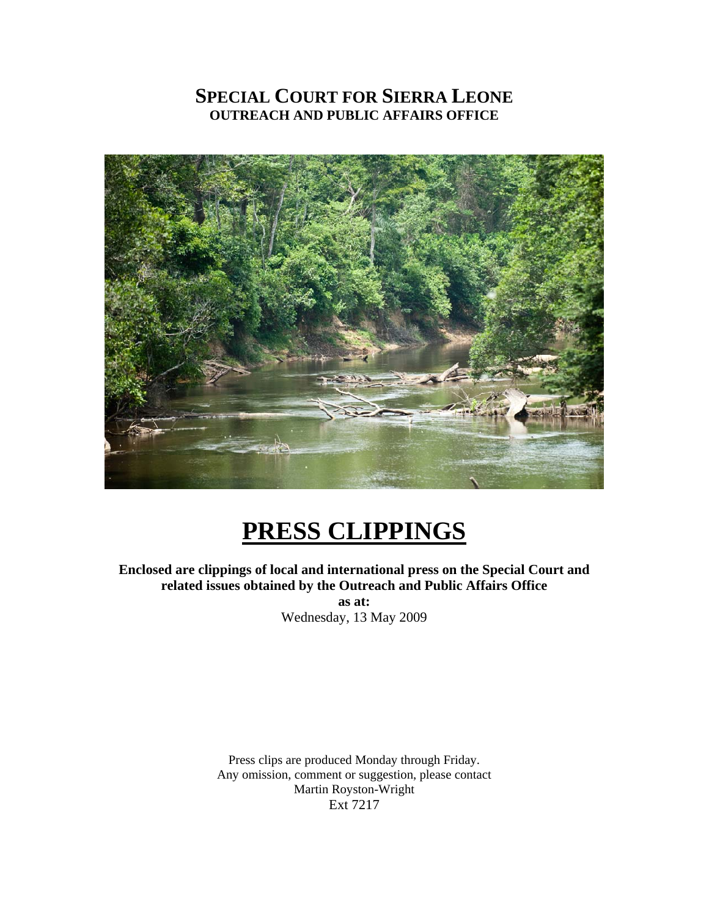# SPECIAL COURT FOR SIERRA LEONE
## OUTREACH AND PUBLIC AFFAIRS OFFICE

# PRESS CLIPPINGS

**Enclosed are clippings of local and international press on the Special Court and related issues obtained by the Outreach and Public Affairs Office**

**as at:**

Wednesday, 13 May 2009

Press clips are produced Monday through Friday.
Any omission, comment or suggestion, please contact
Martin Royston-Wright
Ext 7217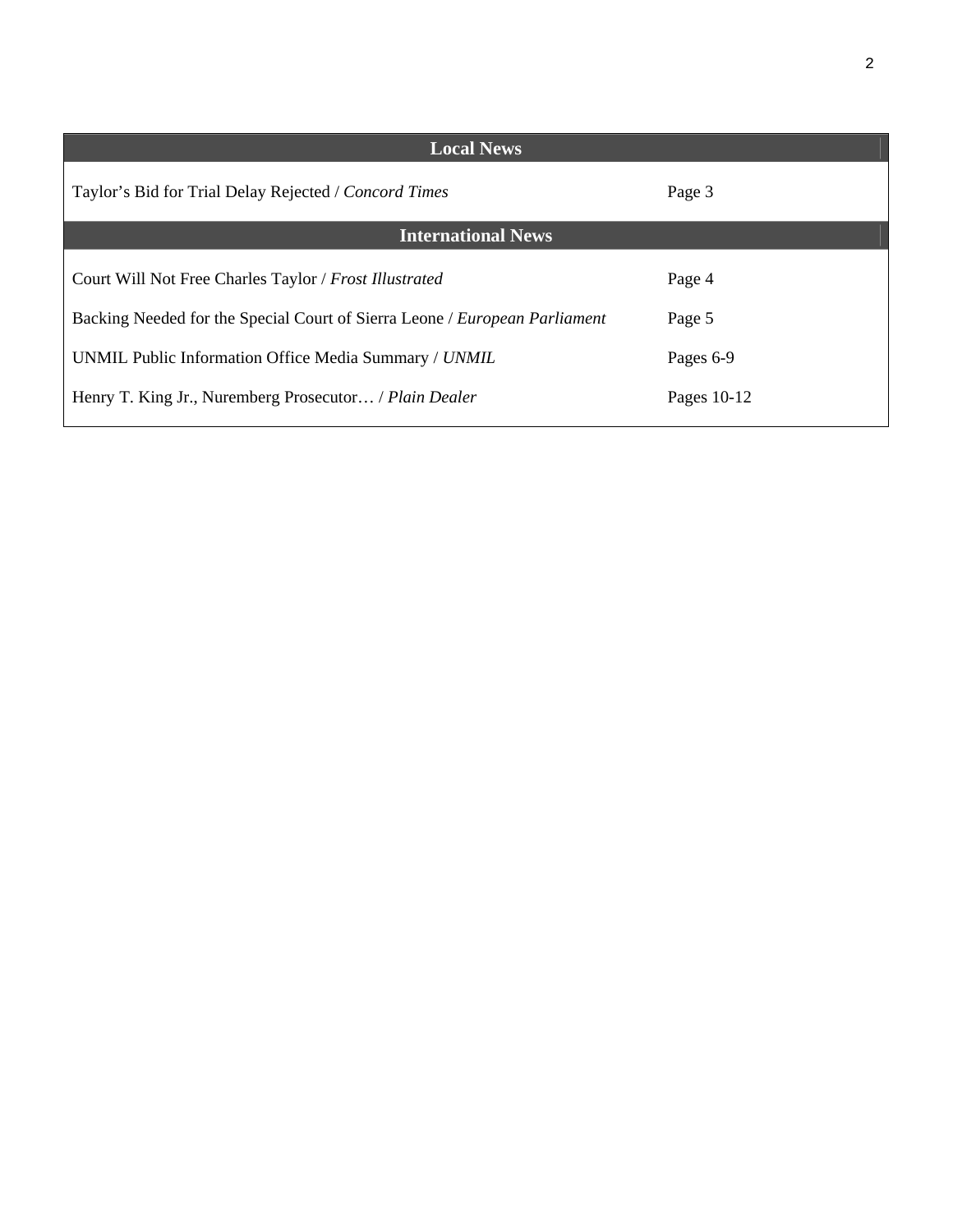| Local News | |
|---|---|
| Taylor's Bid for Trial Delay Rejected / *Concord Times* | Page 3 |
| **International News** | |
| Court Will Not Free Charles Taylor / *Frost Illustrated* | Page 4 |
| Backing Needed for the Special Court of Sierra Leone / *European Parliament* | Page 5 |
| UNMIL Public Information Office Media Summary / *UNMIL* | Pages 6-9 |
| Henry T. King Jr., Nuremberg Prosecutor… / *Plain Dealer* | Pages 10-12 |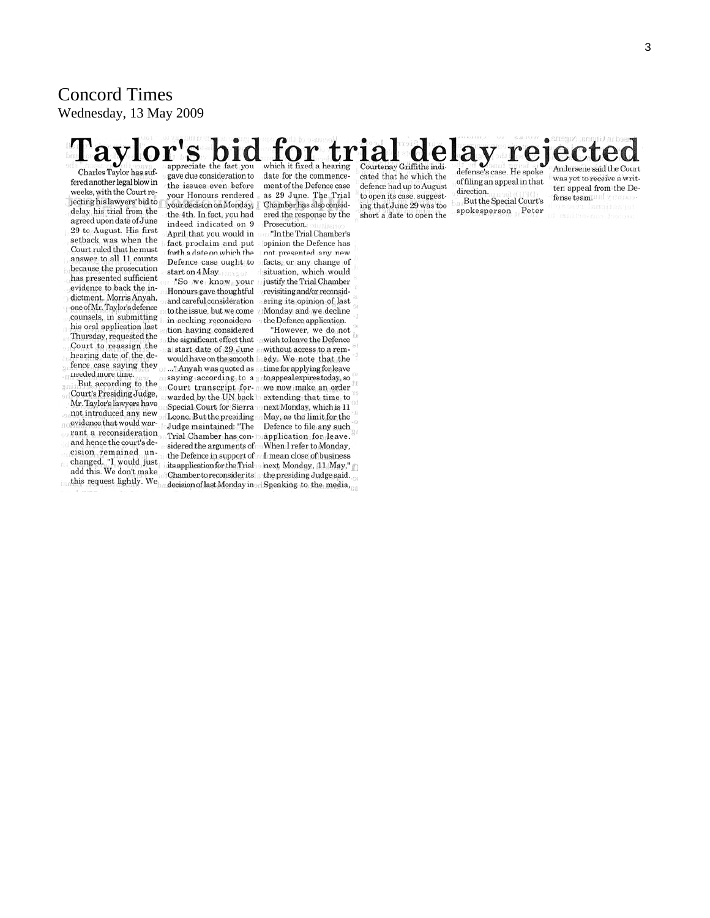# Concord Times

Wednesday, 13 May 2009

## Taylor's bid for trial delay rejected

Charles Taylor has suffered another legal blow in weeks, with the Court rejecting his lawyers' bid to delay his trial from the agreed upon date of June 29 to August. His first setback was when the Court ruled that he must answer to all 11 counts because the prosecution has presented sufficient evidence to back the indictment. Morris Anyah, one of Mr. Taylor's defence counsels, in submitting his oral application last Thursday, requested the Court to reassign the hearing date of the defence case saying they needed more time.

But according to the Court's Presiding Judge, Mr. Taylor's lawyers have not introduced any new evidence that would warrant a reconsideration and hence the court's decision remained unchanged. "I would just add this. We don't make this request lightly. We appreciate the fact you gave due consideration to the issues even before your Honours rendered your decision on Monday, the 4th. In fact, you had indeed indicated on 9 April that you would in fact proclaim and put forth a date on which the Defence case ought to start on 4 May.

"So we know your Honours gave thoughtful and careful consideration to the issue, but we come in seeking reconsideration having considered the significant effect that a start date of 29 June would have on the smooth ..." Anyah was quoted as saying according to a Court transcript forwarded by the UN back Special Court for Sierra Leone. But the presiding Judge maintained: "The Trial Chamber has considered the arguments of the Defence in support of its application for the Trial Chamber to reconsider its decision of last Monday in which it fixed a hearing date for the commencement of the Defence case as 29 June. The Trial Chamber has also considered the response by the Prosecution.

"In the Trial Chamber's opinion the Defence has not presented any new facts, or any change of situation, which would justify the Trial Chamber revisiting and/or reconsidering its opinion of last Monday and we decline the Defence application.

"However, we do not wish to leave the Defence without access to a remedy. We note that the time for applying for leave to appeal expires today, so we now make an order extending that time to next Monday, which is 11 May, as the limit for the Defence to file any such application for leave. When I refer to Monday, I mean close of business next Monday, 11 May," the presiding Judge said. Speaking to the media, Courtenay Griffiths indicated that he which the defence had up to August to open its case, suggesting that June 29 was too short a date to open the defense's case. He spoke of filing an appeal in that direction.

But the Special Court's spokesperson Peter Andersene said the Court was yet to receive a written appeal from the Defense team.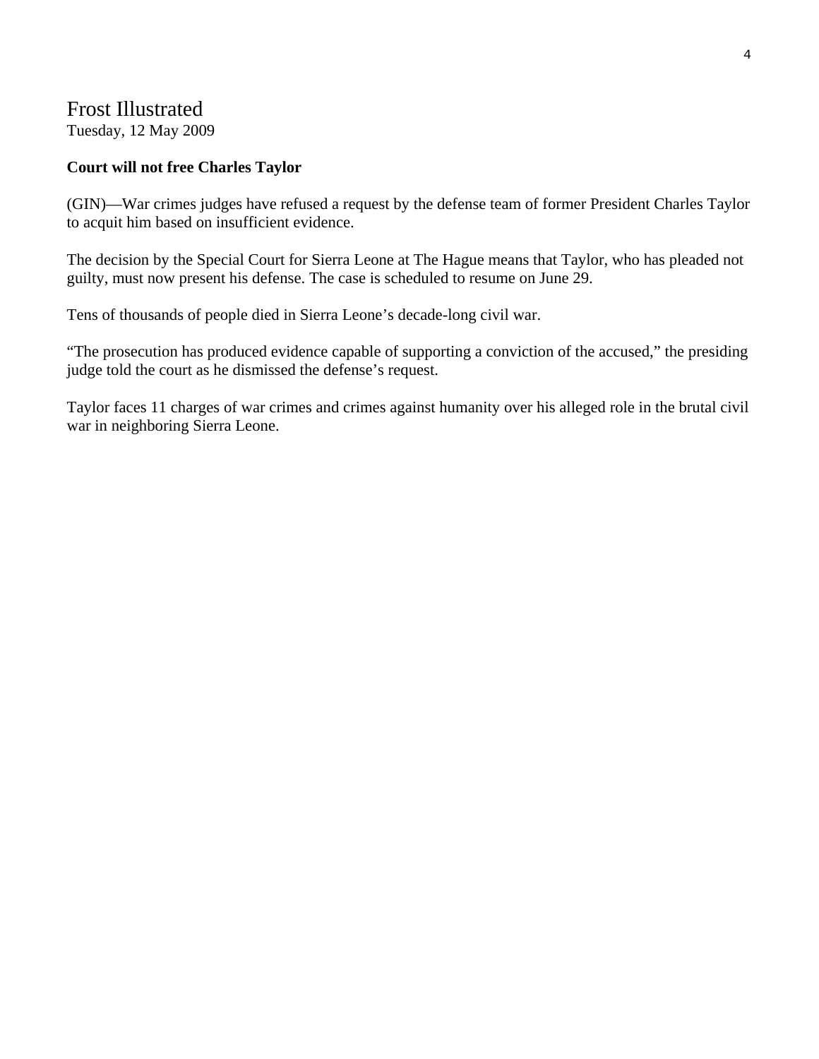# Frost Illustrated

Tuesday, 12 May 2009

**Court will not free Charles Taylor**

(GIN)—War crimes judges have refused a request by the defense team of former President Charles Taylor to acquit him based on insufficient evidence.

The decision by the Special Court for Sierra Leone at The Hague means that Taylor, who has pleaded not guilty, must now present his defense. The case is scheduled to resume on June 29.

Tens of thousands of people died in Sierra Leone's decade-long civil war.

"The prosecution has produced evidence capable of supporting a conviction of the accused," the presiding judge told the court as he dismissed the defense's request.

Taylor faces 11 charges of war crimes and crimes against humanity over his alleged role in the brutal civil war in neighboring Sierra Leone.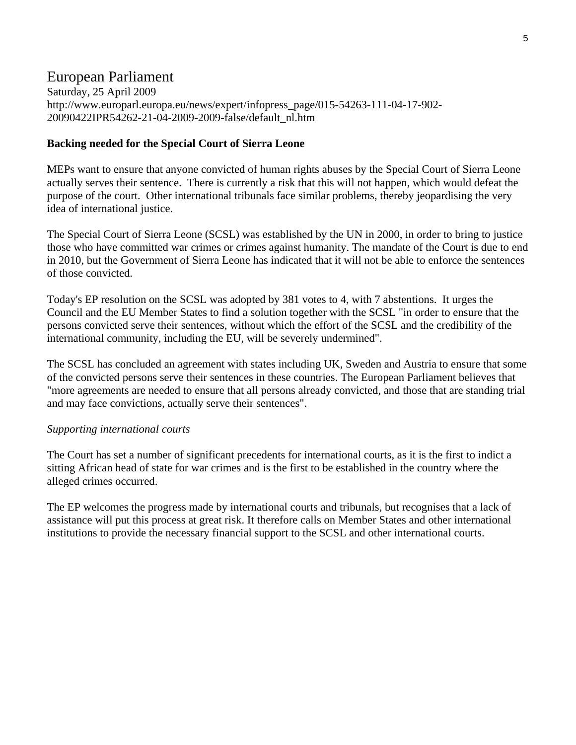# European Parliament

Saturday, 25 April 2009
http://www.europarl.europa.eu/news/expert/infopress_page/015-54263-111-04-17-902-20090422IPR54262-21-04-2009-2009-false/default_nl.htm

**Backing needed for the Special Court of Sierra Leone**

MEPs want to ensure that anyone convicted of human rights abuses by the Special Court of Sierra Leone actually serves their sentence. There is currently a risk that this will not happen, which would defeat the purpose of the court. Other international tribunals face similar problems, thereby jeopardising the very idea of international justice.

The Special Court of Sierra Leone (SCSL) was established by the UN in 2000, in order to bring to justice those who have committed war crimes or crimes against humanity. The mandate of the Court is due to end in 2010, but the Government of Sierra Leone has indicated that it will not be able to enforce the sentences of those convicted.

Today's EP resolution on the SCSL was adopted by 381 votes to 4, with 7 abstentions. It urges the Council and the EU Member States to find a solution together with the SCSL "in order to ensure that the persons convicted serve their sentences, without which the effort of the SCSL and the credibility of the international community, including the EU, will be severely undermined".

The SCSL has concluded an agreement with states including UK, Sweden and Austria to ensure that some of the convicted persons serve their sentences in these countries. The European Parliament believes that "more agreements are needed to ensure that all persons already convicted, and those that are standing trial and may face convictions, actually serve their sentences".

*Supporting international courts*

The Court has set a number of significant precedents for international courts, as it is the first to indict a sitting African head of state for war crimes and is the first to be established in the country where the alleged crimes occurred.

The EP welcomes the progress made by international courts and tribunals, but recognises that a lack of assistance will put this process at great risk. It therefore calls on Member States and other international institutions to provide the necessary financial support to the SCSL and other international courts.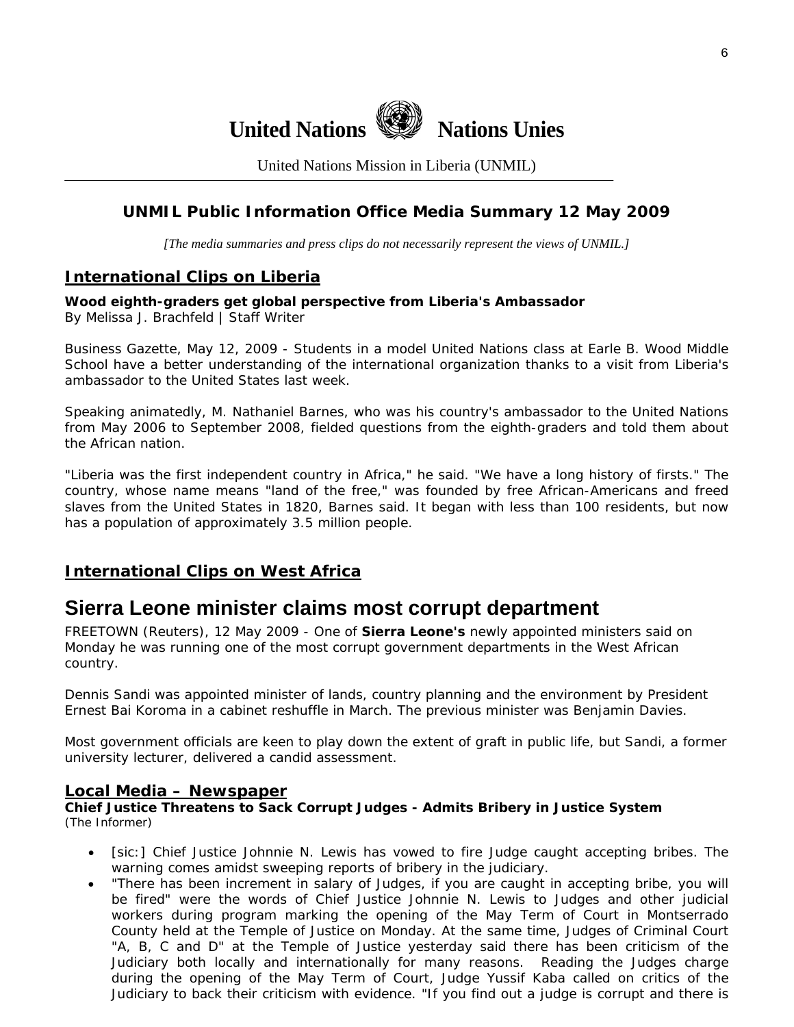# United Nations Nations Unies

United Nations Mission in Liberia (UNMIL)

## UNMIL Public Information Office Media Summary 12 May 2009

*[The media summaries and press clips do not necessarily represent the views of UNMIL.]*

## International Clips on Liberia

**Wood eighth-graders get global perspective from Liberia's Ambassador**
By Melissa J. Brachfeld | Staff Writer

Business Gazette, May 12, 2009 - Students in a model United Nations class at Earle B. Wood Middle School have a better understanding of the international organization thanks to a visit from Liberia's ambassador to the United States last week.

Speaking animatedly, M. Nathaniel Barnes, who was his country's ambassador to the United Nations from May 2006 to September 2008, fielded questions from the eighth-graders and told them about the African nation.

"Liberia was the first independent country in Africa," he said. "We have a long history of firsts." The country, whose name means "land of the free," was founded by free African-Americans and freed slaves from the United States in 1820, Barnes said. It began with less than 100 residents, but now has a population of approximately 3.5 million people.

## International Clips on West Africa

# Sierra Leone minister claims most corrupt department

FREETOWN (Reuters), 12 May 2009 - One of **Sierra Leone's** newly appointed ministers said on Monday he was running one of the most corrupt government departments in the West African country.

Dennis Sandi was appointed minister of lands, country planning and the environment by President Ernest Bai Koroma in a cabinet reshuffle in March. The previous minister was Benjamin Davies.

Most government officials are keen to play down the extent of graft in public life, but Sandi, a former university lecturer, delivered a candid assessment.

## Local Media – Newspaper

**Chief Justice Threatens to Sack Corrupt Judges - Admits Bribery in Justice System**
(The Informer)

- [sic:] Chief Justice Johnnie N. Lewis has vowed to fire Judge caught accepting bribes. The warning comes amidst sweeping reports of bribery in the judiciary.
- "There has been increment in salary of Judges, if you are caught in accepting bribe, you will be fired" were the words of Chief Justice Johnnie N. Lewis to Judges and other judicial workers during program marking the opening of the May Term of Court in Montserrado County held at the Temple of Justice on Monday. At the same time, Judges of Criminal Court "A, B, C and D" at the Temple of Justice yesterday said there has been criticism of the Judiciary both locally and internationally for many reasons. Reading the Judges charge during the opening of the May Term of Court, Judge Yussif Kaba called on critics of the Judiciary to back their criticism with evidence. "If you find out a judge is corrupt and there is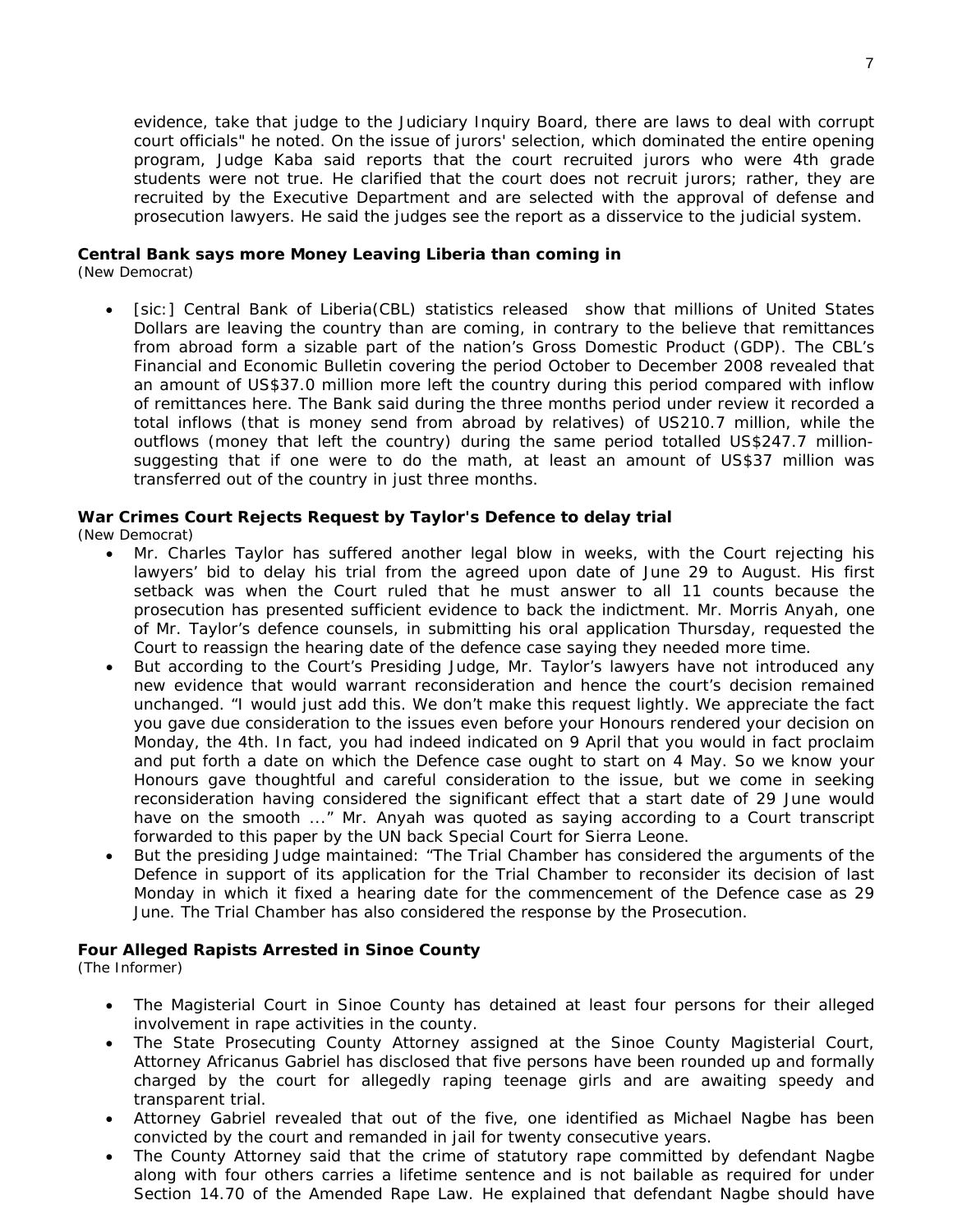evidence, take that judge to the Judiciary Inquiry Board, there are laws to deal with corrupt court officials" he noted. On the issue of jurors' selection, which dominated the entire opening program, Judge Kaba said reports that the court recruited jurors who were 4th grade students were not true. He clarified that the court does not recruit jurors; rather, they are recruited by the Executive Department and are selected with the approval of defense and prosecution lawyers. He said the judges see the report as a disservice to the judicial system.

**Central Bank says more Money Leaving Liberia than coming in**
(New Democrat)

- [sic:] Central Bank of Liberia(CBL) statistics released show that millions of United States Dollars are leaving the country than are coming, in contrary to the believe that remittances from abroad form a sizable part of the nation's Gross Domestic Product (GDP). The CBL's Financial and Economic Bulletin covering the period October to December 2008 revealed that an amount of US$37.0 million more left the country during this period compared with inflow of remittances here. The Bank said during the three months period under review it recorded a total inflows (that is money send from abroad by relatives) of US210.7 million, while the outflows (money that left the country) during the same period totalled US$247.7 million- suggesting that if one were to do the math, at least an amount of US$37 million was transferred out of the country in just three months.

**War Crimes Court Rejects Request by Taylor's Defence to delay trial**
(New Democrat)

- Mr. Charles Taylor has suffered another legal blow in weeks, with the Court rejecting his lawyers' bid to delay his trial from the agreed upon date of June 29 to August. His first setback was when the Court ruled that he must answer to all 11 counts because the prosecution has presented sufficient evidence to back the indictment. Mr. Morris Anyah, one of Mr. Taylor's defence counsels, in submitting his oral application Thursday, requested the Court to reassign the hearing date of the defence case saying they needed more time.
- But according to the Court's Presiding Judge, Mr. Taylor's lawyers have not introduced any new evidence that would warrant reconsideration and hence the court's decision remained unchanged. "I would just add this. We don't make this request lightly. We appreciate the fact you gave due consideration to the issues even before your Honours rendered your decision on Monday, the 4th. In fact, you had indeed indicated on 9 April that you would in fact proclaim and put forth a date on which the Defence case ought to start on 4 May. So we know your Honours gave thoughtful and careful consideration to the issue, but we come in seeking reconsideration having considered the significant effect that a start date of 29 June would have on the smooth ..." Mr. Anyah was quoted as saying according to a Court transcript forwarded to this paper by the UN back Special Court for Sierra Leone.
- But the presiding Judge maintained: "The Trial Chamber has considered the arguments of the Defence in support of its application for the Trial Chamber to reconsider its decision of last Monday in which it fixed a hearing date for the commencement of the Defence case as 29 June. The Trial Chamber has also considered the response by the Prosecution.

**Four Alleged Rapists Arrested in Sinoe County**
(The Informer)

- The Magisterial Court in Sinoe County has detained at least four persons for their alleged involvement in rape activities in the county.
- The State Prosecuting County Attorney assigned at the Sinoe County Magisterial Court, Attorney Africanus Gabriel has disclosed that five persons have been rounded up and formally charged by the court for allegedly raping teenage girls and are awaiting speedy and transparent trial.
- Attorney Gabriel revealed that out of the five, one identified as Michael Nagbe has been convicted by the court and remanded in jail for twenty consecutive years.
- The County Attorney said that the crime of statutory rape committed by defendant Nagbe along with four others carries a lifetime sentence and is not bailable as required for under Section 14.70 of the Amended Rape Law. He explained that defendant Nagbe should have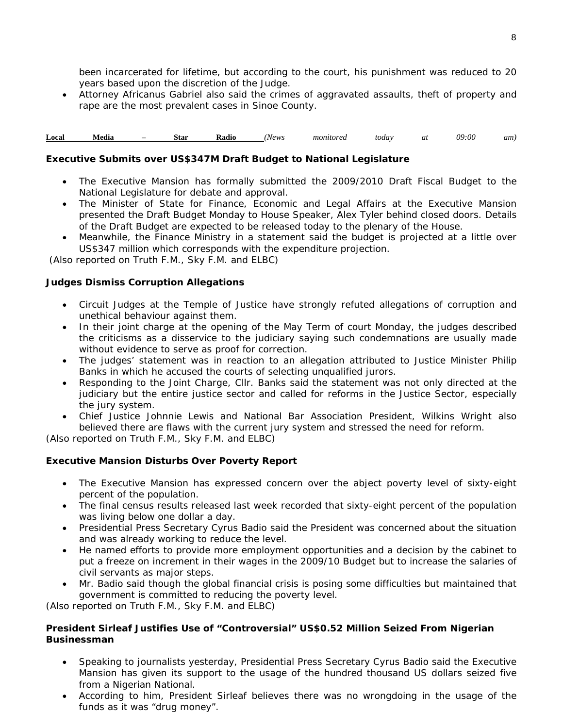been incarcerated for lifetime, but according to the court, his punishment was reduced to 20 years based upon the discretion of the Judge.

- Attorney Africanus Gabriel also said the crimes of aggravated assaults, theft of property and rape are the most prevalent cases in Sinoe County.

**Local Media – Star Radio** *(News monitored today at 09:00 am)*

**Executive Submits over US$347M Draft Budget to National Legislature**

- The Executive Mansion has formally submitted the 2009/2010 Draft Fiscal Budget to the National Legislature for debate and approval.
- The Minister of State for Finance, Economic and Legal Affairs at the Executive Mansion presented the Draft Budget Monday to House Speaker, Alex Tyler behind closed doors. Details of the Draft Budget are expected to be released today to the plenary of the House.
- Meanwhile, the Finance Ministry in a statement said the budget is projected at a little over US$347 million which corresponds with the expenditure projection.

(Also reported on Truth F.M., Sky F.M. and ELBC)

**Judges Dismiss Corruption Allegations**

- Circuit Judges at the Temple of Justice have strongly refuted allegations of corruption and unethical behaviour against them.
- In their joint charge at the opening of the May Term of court Monday, the judges described the criticisms as a disservice to the judiciary saying such condemnations are usually made without evidence to serve as proof for correction.
- The judges' statement was in reaction to an allegation attributed to Justice Minister Philip Banks in which he accused the courts of selecting unqualified jurors.
- Responding to the Joint Charge, Cllr. Banks said the statement was not only directed at the judiciary but the entire justice sector and called for reforms in the Justice Sector, especially the jury system.
- Chief Justice Johnnie Lewis and National Bar Association President, Wilkins Wright also believed there are flaws with the current jury system and stressed the need for reform.

(Also reported on Truth F.M., Sky F.M. and ELBC)

**Executive Mansion Disturbs Over Poverty Report**

- The Executive Mansion has expressed concern over the abject poverty level of sixty-eight percent of the population.
- The final census results released last week recorded that sixty-eight percent of the population was living below one dollar a day.
- Presidential Press Secretary Cyrus Badio said the President was concerned about the situation and was already working to reduce the level.
- He named efforts to provide more employment opportunities and a decision by the cabinet to put a freeze on increment in their wages in the 2009/10 Budget but to increase the salaries of civil servants as major steps.
- Mr. Badio said though the global financial crisis is posing some difficulties but maintained that government is committed to reducing the poverty level.

(Also reported on Truth F.M., Sky F.M. and ELBC)

**President Sirleaf Justifies Use of "Controversial" US$0.52 Million Seized From Nigerian Businessman**

- Speaking to journalists yesterday, Presidential Press Secretary Cyrus Badio said the Executive Mansion has given its support to the usage of the hundred thousand US dollars seized five from a Nigerian National.
- According to him, President Sirleaf believes there was no wrongdoing in the usage of the funds as it was "drug money".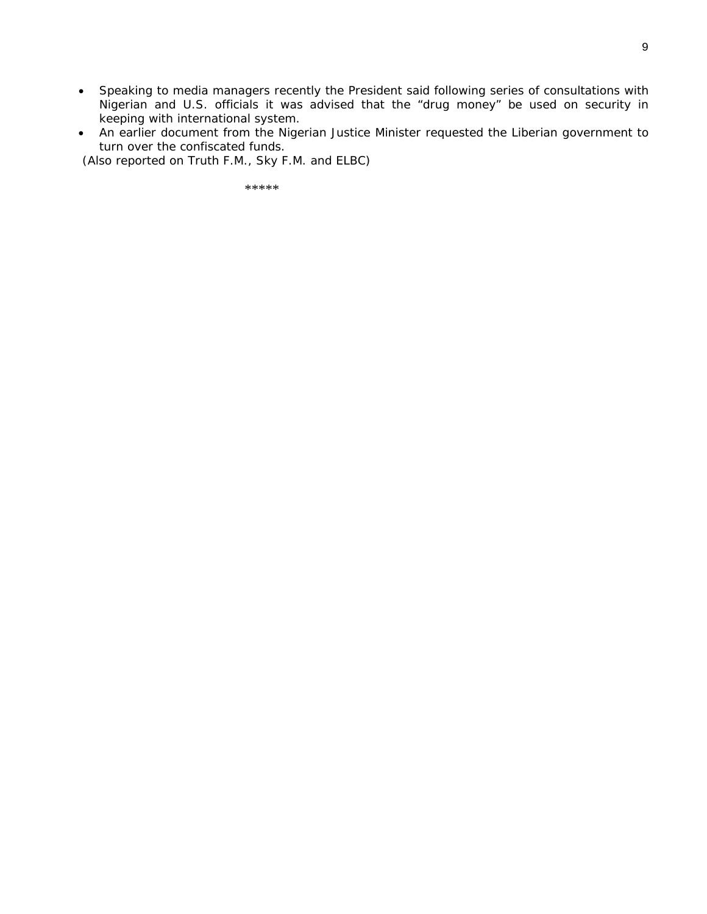- Speaking to media managers recently the President said following series of consultations with Nigerian and U.S. officials it was advised that the "drug money" be used on security in keeping with international system.
- An earlier document from the Nigerian Justice Minister requested the Liberian government to turn over the confiscated funds.

(Also reported on Truth F.M., Sky F.M. and ELBC)

*****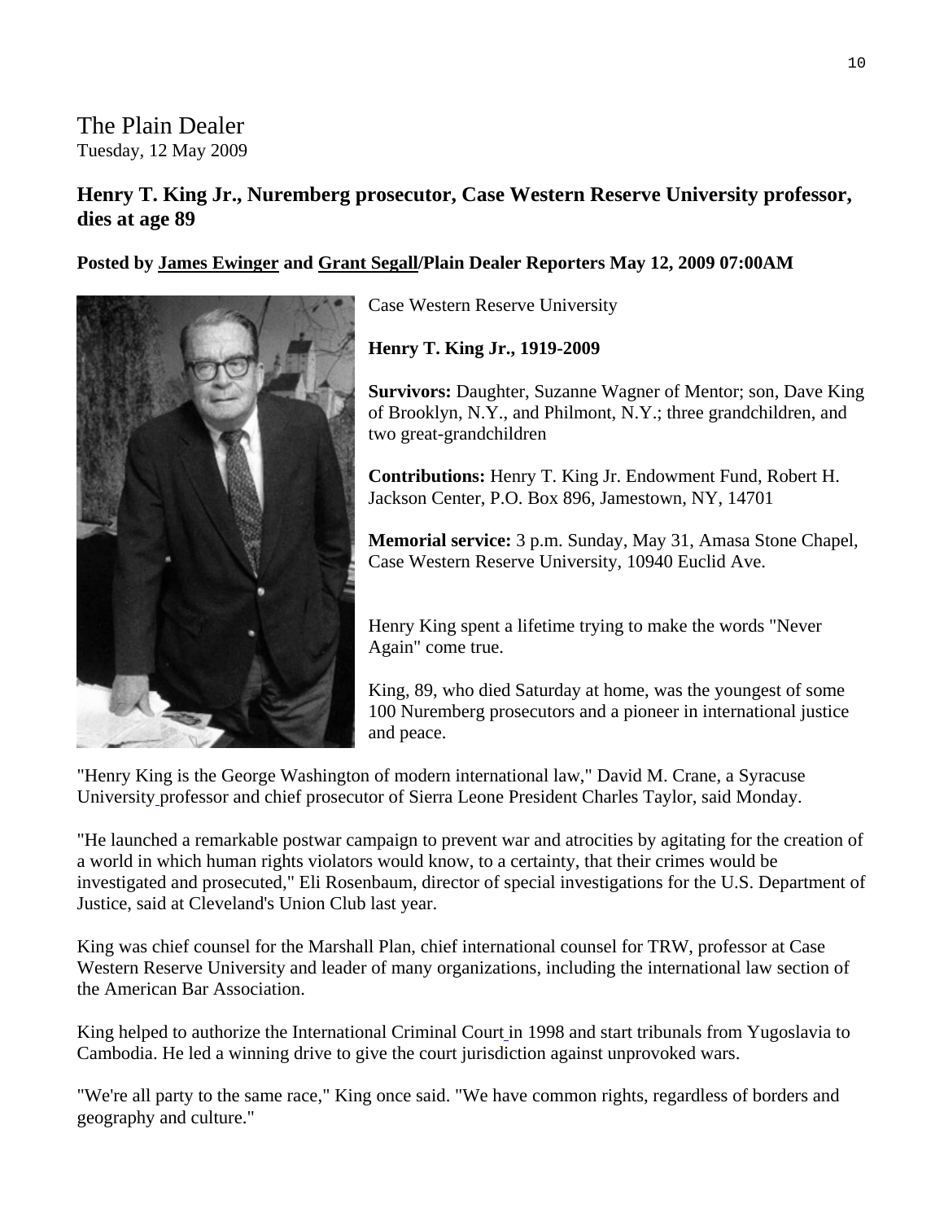# The Plain Dealer

Tuesday, 12 May 2009

## Henry T. King Jr., Nuremberg prosecutor, Case Western Reserve University professor, dies at age 89

**Posted by James Ewinger and Grant Segall/Plain Dealer Reporters May 12, 2009 07:00AM**

Case Western Reserve University

**Henry T. King Jr., 1919-2009**

**Survivors:** Daughter, Suzanne Wagner of Mentor; son, Dave King of Brooklyn, N.Y., and Philmont, N.Y.; three grandchildren, and two great-grandchildren

**Contributions:** Henry T. King Jr. Endowment Fund, Robert H. Jackson Center, P.O. Box 896, Jamestown, NY, 14701

**Memorial service:** 3 p.m. Sunday, May 31, Amasa Stone Chapel, Case Western Reserve University, 10940 Euclid Ave.

Henry King spent a lifetime trying to make the words "Never Again" come true.

King, 89, who died Saturday at home, was the youngest of some 100 Nuremberg prosecutors and a pioneer in international justice and peace.

"Henry King is the George Washington of modern international law," David M. Crane, a Syracuse University professor and chief prosecutor of Sierra Leone President Charles Taylor, said Monday.

"He launched a remarkable postwar campaign to prevent war and atrocities by agitating for the creation of a world in which human rights violators would know, to a certainty, that their crimes would be investigated and prosecuted," Eli Rosenbaum, director of special investigations for the U.S. Department of Justice, said at Cleveland's Union Club last year.

King was chief counsel for the Marshall Plan, chief international counsel for TRW, professor at Case Western Reserve University and leader of many organizations, including the international law section of the American Bar Association.

King helped to authorize the International Criminal Court in 1998 and start tribunals from Yugoslavia to Cambodia. He led a winning drive to give the court jurisdiction against unprovoked wars.

"We're all party to the same race," King once said. "We have common rights, regardless of borders and geography and culture."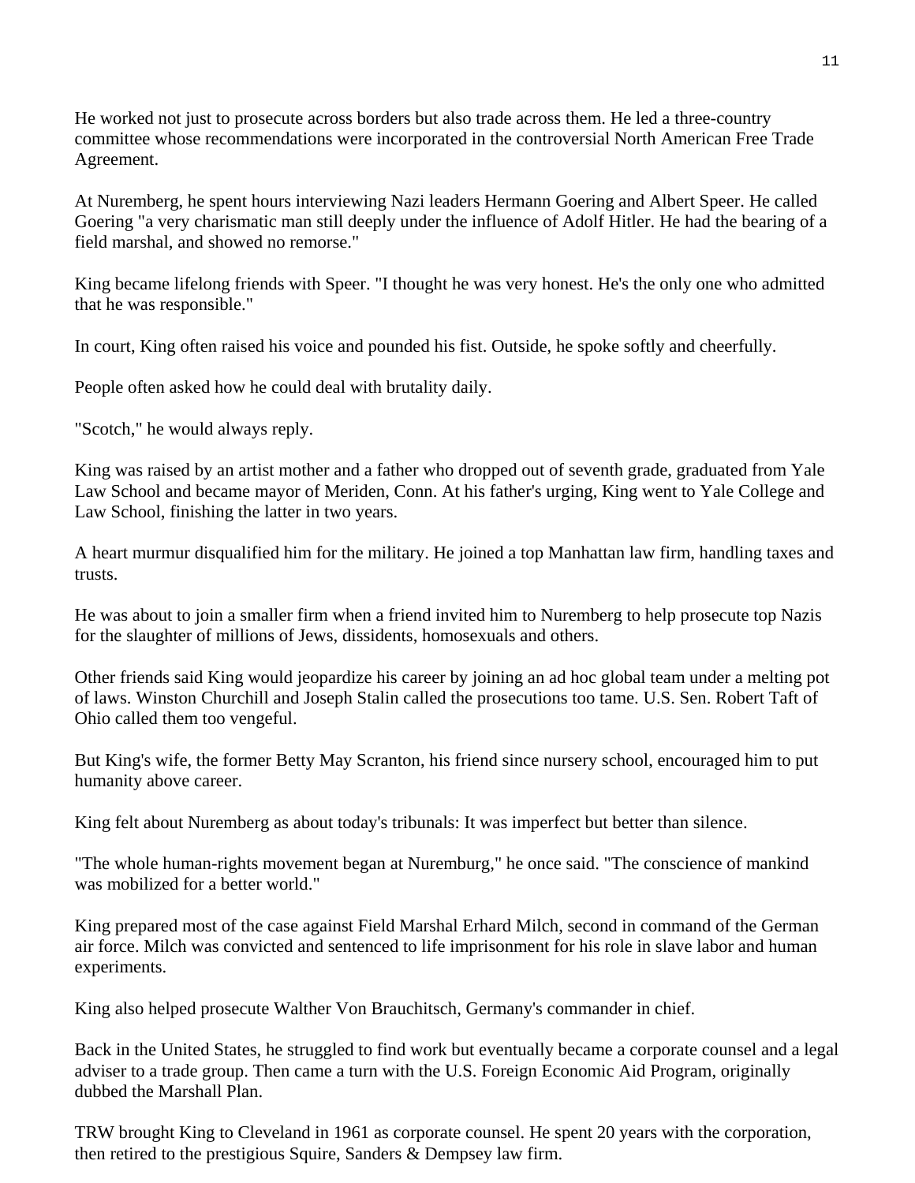He worked not just to prosecute across borders but also trade across them. He led a three-country committee whose recommendations were incorporated in the controversial North American Free Trade Agreement.

At Nuremberg, he spent hours interviewing Nazi leaders Hermann Goering and Albert Speer. He called Goering "a very charismatic man still deeply under the influence of Adolf Hitler. He had the bearing of a field marshal, and showed no remorse."

King became lifelong friends with Speer. "I thought he was very honest. He's the only one who admitted that he was responsible."

In court, King often raised his voice and pounded his fist. Outside, he spoke softly and cheerfully.

People often asked how he could deal with brutality daily.

"Scotch," he would always reply.

King was raised by an artist mother and a father who dropped out of seventh grade, graduated from Yale Law School and became mayor of Meriden, Conn. At his father's urging, King went to Yale College and Law School, finishing the latter in two years.

A heart murmur disqualified him for the military. He joined a top Manhattan law firm, handling taxes and trusts.

He was about to join a smaller firm when a friend invited him to Nuremberg to help prosecute top Nazis for the slaughter of millions of Jews, dissidents, homosexuals and others.

Other friends said King would jeopardize his career by joining an ad hoc global team under a melting pot of laws. Winston Churchill and Joseph Stalin called the prosecutions too tame. U.S. Sen. Robert Taft of Ohio called them too vengeful.

But King's wife, the former Betty May Scranton, his friend since nursery school, encouraged him to put humanity above career.

King felt about Nuremberg as about today's tribunals: It was imperfect but better than silence.

"The whole human-rights movement began at Nuremburg," he once said. "The conscience of mankind was mobilized for a better world."

King prepared most of the case against Field Marshal Erhard Milch, second in command of the German air force. Milch was convicted and sentenced to life imprisonment for his role in slave labor and human experiments.

King also helped prosecute Walther Von Brauchitsch, Germany's commander in chief.

Back in the United States, he struggled to find work but eventually became a corporate counsel and a legal adviser to a trade group. Then came a turn with the U.S. Foreign Economic Aid Program, originally dubbed the Marshall Plan.

TRW brought King to Cleveland in 1961 as corporate counsel. He spent 20 years with the corporation, then retired to the prestigious Squire, Sanders & Dempsey law firm.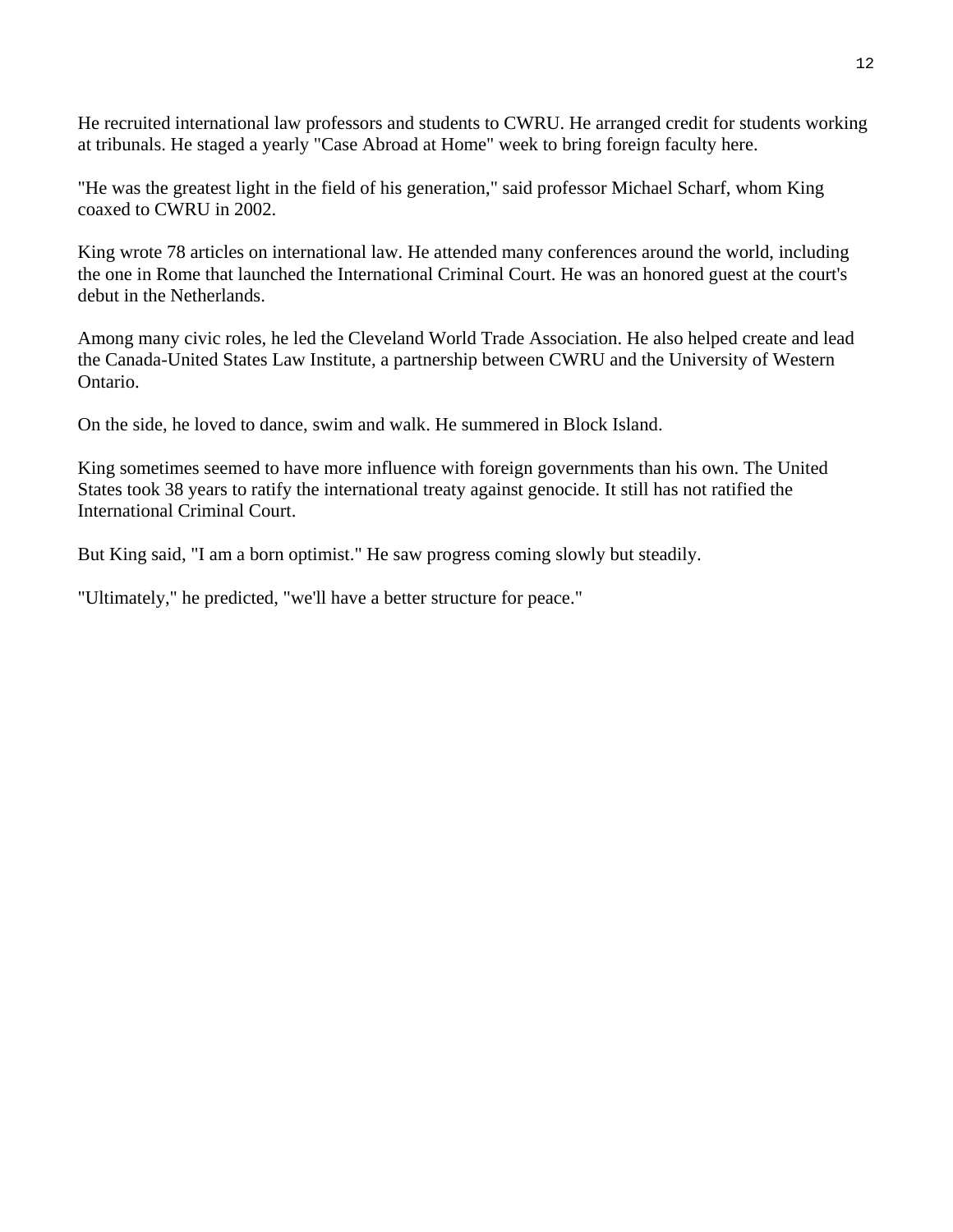He recruited international law professors and students to CWRU. He arranged credit for students working at tribunals. He staged a yearly "Case Abroad at Home" week to bring foreign faculty here.

"He was the greatest light in the field of his generation," said professor Michael Scharf, whom King coaxed to CWRU in 2002.

King wrote 78 articles on international law. He attended many conferences around the world, including the one in Rome that launched the International Criminal Court. He was an honored guest at the court's debut in the Netherlands.

Among many civic roles, he led the Cleveland World Trade Association. He also helped create and lead the Canada-United States Law Institute, a partnership between CWRU and the University of Western Ontario.

On the side, he loved to dance, swim and walk. He summered in Block Island.

King sometimes seemed to have more influence with foreign governments than his own. The United States took 38 years to ratify the international treaty against genocide. It still has not ratified the International Criminal Court.

But King said, "I am a born optimist." He saw progress coming slowly but steadily.

"Ultimately," he predicted, "we'll have a better structure for peace."